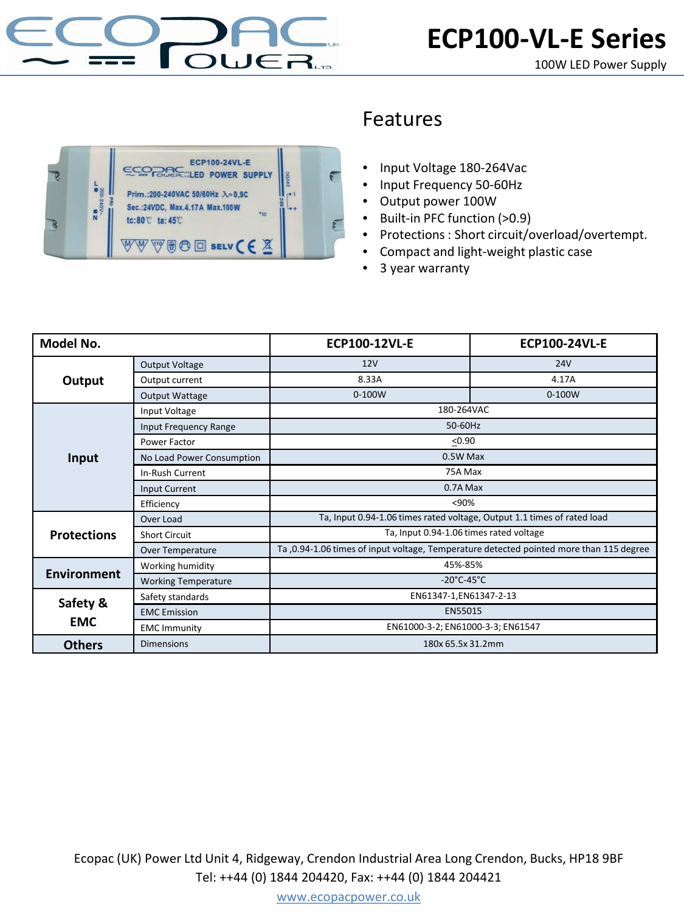# ECP100-VL-E Series

100W LED Power Supply

## Features

- Input Voltage 180-264Vac
- Input Frequency 50-60Hz
- Output power 100W
- Built-in PFC function (>0.9)
- Protections : Short circuit/overload/overtempt.
- Compact and light-weight plastic case
- 3 year warranty

| Model No. | | ECP100-12VL-E | ECP100-24VL-E |
|---|---|---|---|
| **Output** | Output Voltage | 12V | 24V |
| | Output current | 8.33A | 4.17A |
| | Output Wattage | 0-100W | 0-100W |
| **Input** | Input Voltage | 180-264VAC | |
| | Input Frequency Range | 50-60Hz | |
| | Power Factor | ≤0.90 | |
| | No Load Power Consumption | 0.5W Max | |
| | In-Rush Current | 75A Max | |
| | Input Current | 0.7A Max | |
| | Efficiency | <90% | |
| **Protections** | Over Load | Ta, Input 0.94-1.06 times rated voltage, Output 1.1 times of rated load | |
| | Short Circuit | Ta, Input 0.94-1.06 times rated voltage | |
| | Over Temperature | Ta ,0.94-1.06 times of input voltage, Temperature detected pointed more than 115 degree | |
| **Environment** | Working humidity | 45%-85% | |
| | Working Temperature | -20°C-45°C | |
| **Safety & EMC** | Safety standards | EN61347-1,EN61347-2-13 | |
| | EMC Emission | EN55015 | |
| | EMC Immunity | EN61000-3-2; EN61000-3-3; EN61547 | |
| **Others** | Dimensions | 180x 65.5x 31.2mm | |

Ecopac (UK) Power Ltd Unit 4, Ridgeway, Crendon Industrial Area Long Crendon, Bucks, HP18 9BF
Tel: ++44 (0) 1844 204420, Fax: ++44 (0) 1844 204421
www.ecopacpower.co.uk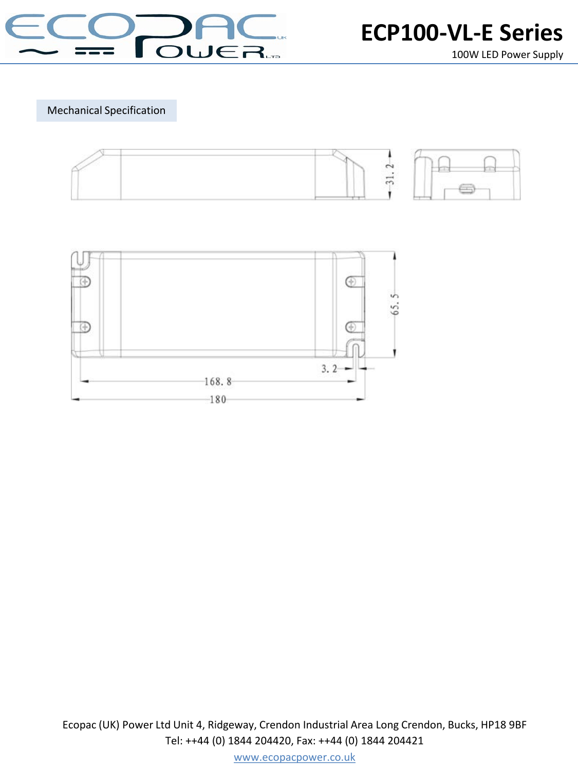## Mechanical Specification

31.2

65.5

3.2

168.8

180

Ecopac (UK) Power Ltd Unit 4, Ridgeway, Crendon Industrial Area Long Crendon, Bucks, HP18 9BF
Tel: ++44 (0) 1844 204420, Fax: ++44 (0) 1844 204421
www.ecopacpower.co.uk